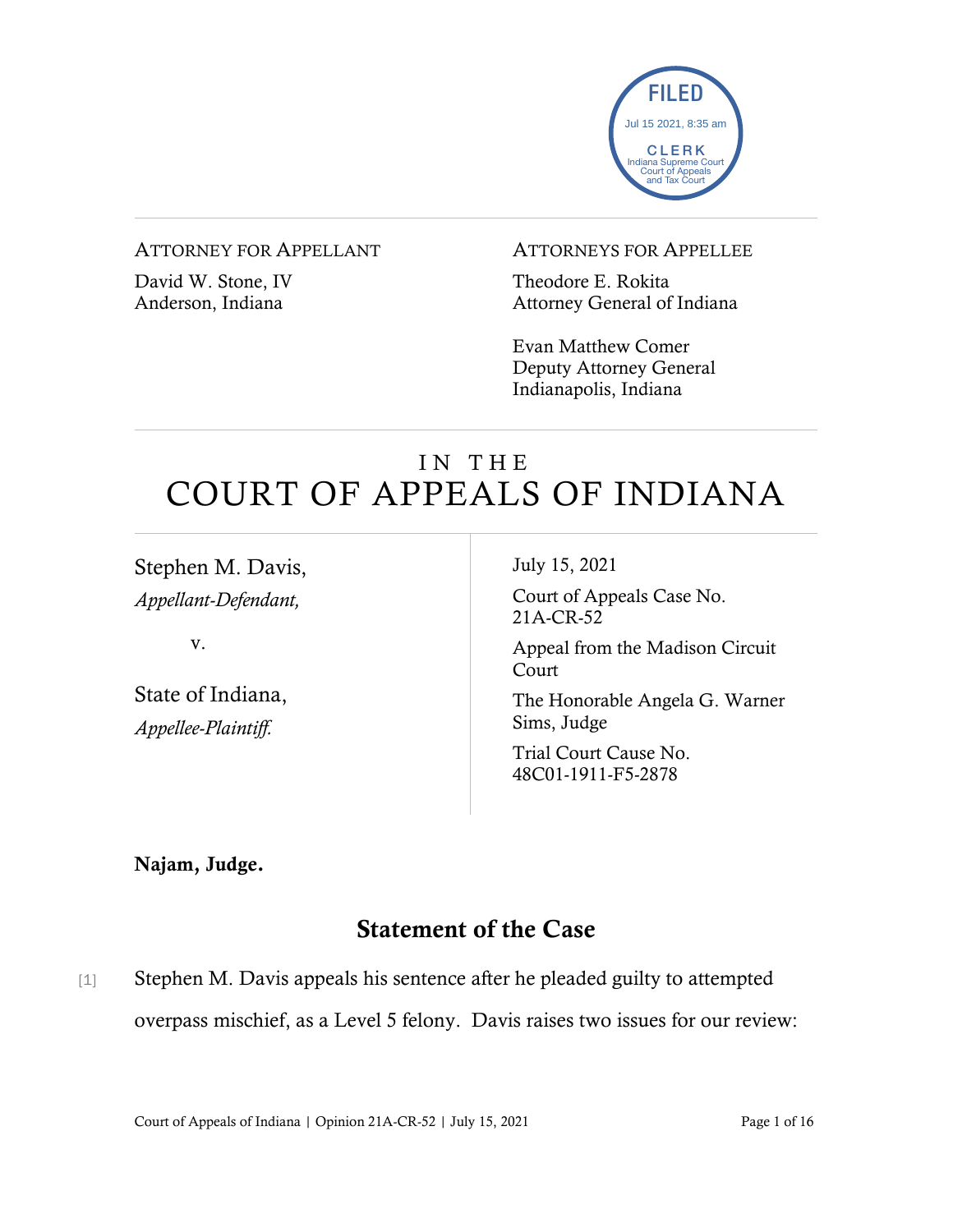FILED
Jul 15 2021, 8:35 am
CLERK
Indiana Supreme Court
Court of Appeals
and Tax Court

ATTORNEY FOR APPELLANT

David W. Stone, IV
Anderson, Indiana

ATTORNEYS FOR APPELLEE

Theodore E. Rokita
Attorney General of Indiana

Evan Matthew Comer
Deputy Attorney General
Indianapolis, Indiana

# IN THE COURT OF APPEALS OF INDIANA

Stephen M. Davis,
*Appellant-Defendant,*

v.

State of Indiana,
*Appellee-Plaintiff.*

July 15, 2021

Court of Appeals Case No. 21A-CR-52

Appeal from the Madison Circuit Court

The Honorable Angela G. Warner Sims, Judge

Trial Court Cause No. 48C01-1911-F5-2878

**Najam, Judge.**

## Statement of the Case

[1] Stephen M. Davis appeals his sentence after he pleaded guilty to attempted overpass mischief, as a Level 5 felony. Davis raises two issues for our review: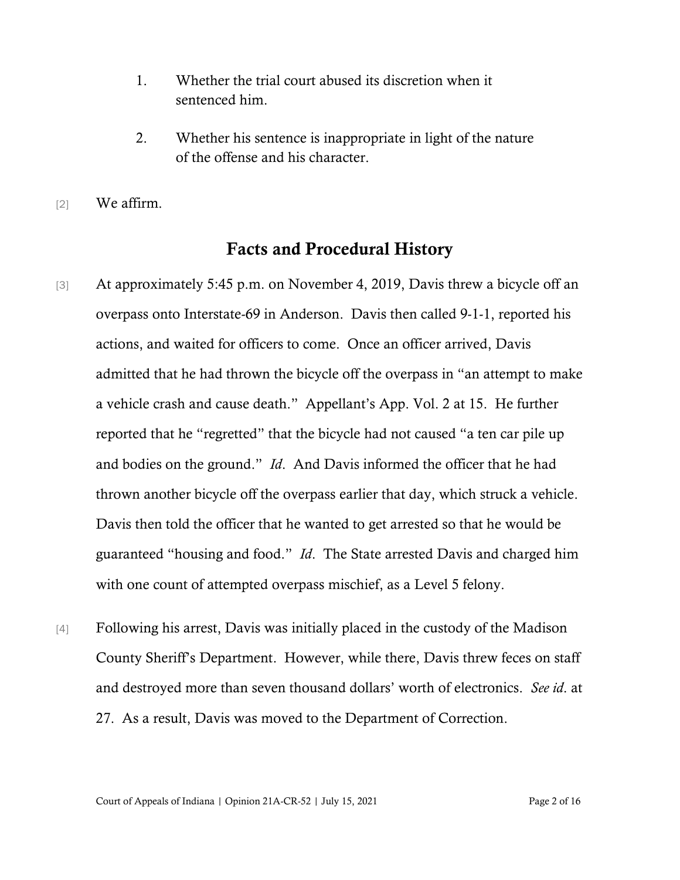1. Whether the trial court abused its discretion when it sentenced him.

2. Whether his sentence is inappropriate in light of the nature of the offense and his character.

[2] We affirm.

## Facts and Procedural History

[3] At approximately 5:45 p.m. on November 4, 2019, Davis threw a bicycle off an overpass onto Interstate-69 in Anderson. Davis then called 9-1-1, reported his actions, and waited for officers to come. Once an officer arrived, Davis admitted that he had thrown the bicycle off the overpass in "an attempt to make a vehicle crash and cause death." Appellant's App. Vol. 2 at 15. He further reported that he "regretted" that the bicycle had not caused "a ten car pile up and bodies on the ground." *Id*. And Davis informed the officer that he had thrown another bicycle off the overpass earlier that day, which struck a vehicle. Davis then told the officer that he wanted to get arrested so that he would be guaranteed "housing and food." *Id*. The State arrested Davis and charged him with one count of attempted overpass mischief, as a Level 5 felony.

[4] Following his arrest, Davis was initially placed in the custody of the Madison County Sheriff's Department. However, while there, Davis threw feces on staff and destroyed more than seven thousand dollars' worth of electronics. *See id*. at 27. As a result, Davis was moved to the Department of Correction.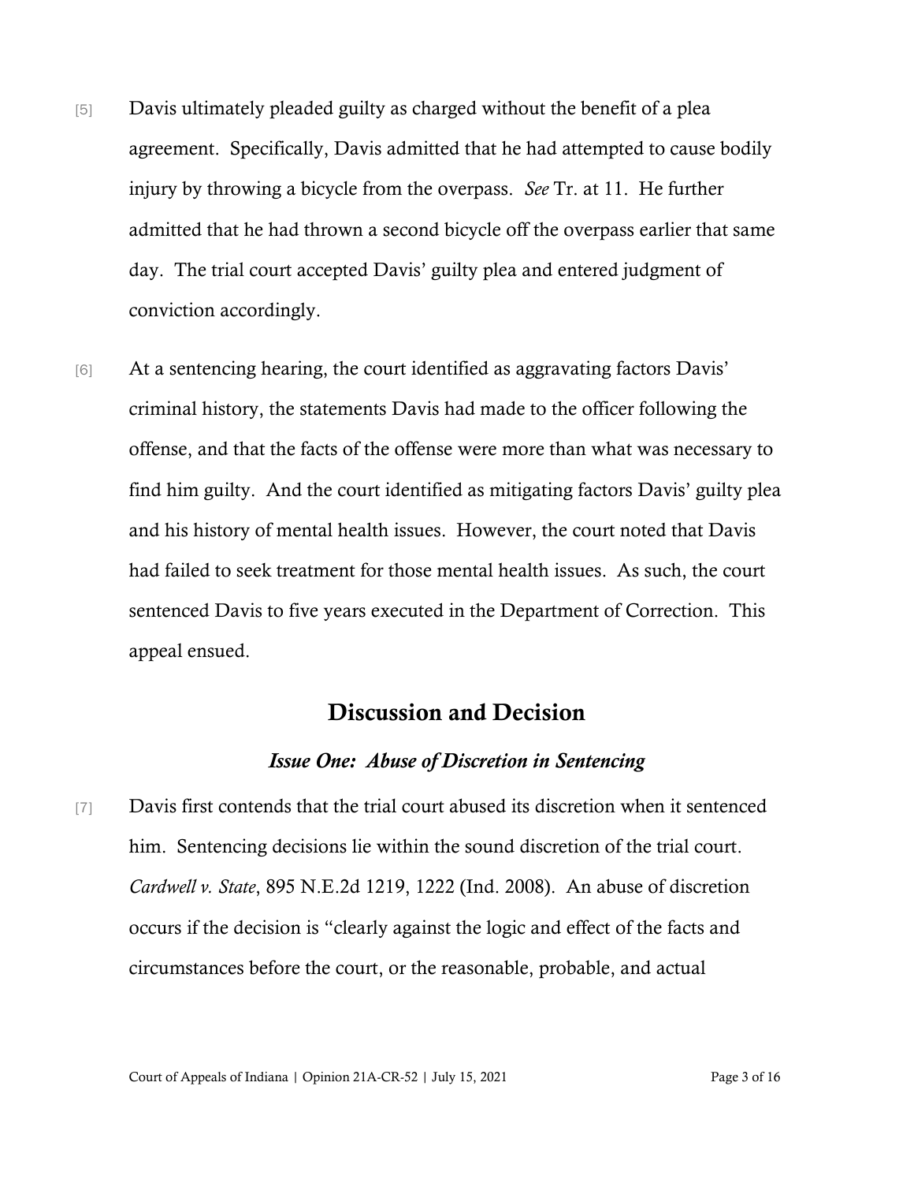[5] Davis ultimately pleaded guilty as charged without the benefit of a plea agreement. Specifically, Davis admitted that he had attempted to cause bodily injury by throwing a bicycle from the overpass. *See* Tr. at 11. He further admitted that he had thrown a second bicycle off the overpass earlier that same day. The trial court accepted Davis' guilty plea and entered judgment of conviction accordingly.

[6] At a sentencing hearing, the court identified as aggravating factors Davis' criminal history, the statements Davis had made to the officer following the offense, and that the facts of the offense were more than what was necessary to find him guilty. And the court identified as mitigating factors Davis' guilty plea and his history of mental health issues. However, the court noted that Davis had failed to seek treatment for those mental health issues. As such, the court sentenced Davis to five years executed in the Department of Correction. This appeal ensued.

## Discussion and Decision

### *Issue One: Abuse of Discretion in Sentencing*

[7] Davis first contends that the trial court abused its discretion when it sentenced him. Sentencing decisions lie within the sound discretion of the trial court. *Cardwell v. State*, 895 N.E.2d 1219, 1222 (Ind. 2008). An abuse of discretion occurs if the decision is "clearly against the logic and effect of the facts and circumstances before the court, or the reasonable, probable, and actual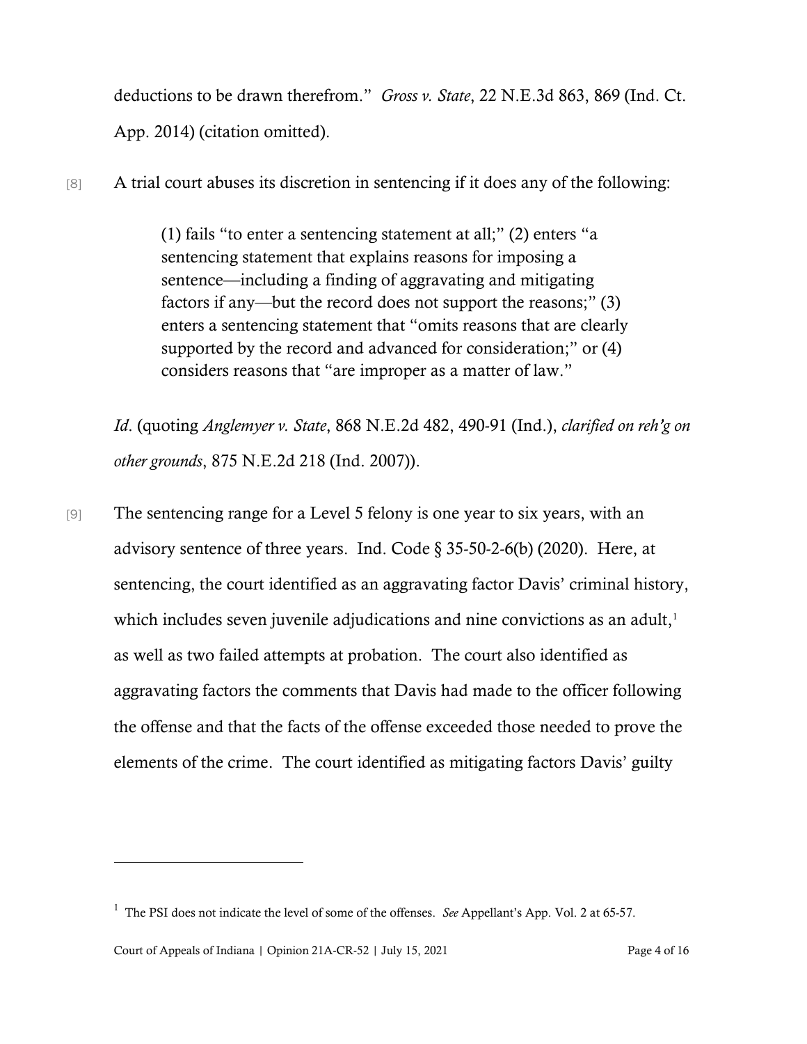deductions to be drawn therefrom." *Gross v. State*, 22 N.E.3d 863, 869 (Ind. Ct. App. 2014) (citation omitted).

[8] A trial court abuses its discretion in sentencing if it does any of the following:

> (1) fails "to enter a sentencing statement at all;" (2) enters "a sentencing statement that explains reasons for imposing a sentence—including a finding of aggravating and mitigating factors if any—but the record does not support the reasons;" (3) enters a sentencing statement that "omits reasons that are clearly supported by the record and advanced for consideration;" or (4) considers reasons that "are improper as a matter of law."

*Id*. (quoting *Anglemyer v. State*, 868 N.E.2d 482, 490-91 (Ind.), *clarified on reh'g on other grounds*, 875 N.E.2d 218 (Ind. 2007)).

[9] The sentencing range for a Level 5 felony is one year to six years, with an advisory sentence of three years. Ind. Code § 35-50-2-6(b) (2020). Here, at sentencing, the court identified as an aggravating factor Davis' criminal history, which includes seven juvenile adjudications and nine convictions as an adult,[1] as well as two failed attempts at probation. The court also identified as aggravating factors the comments that Davis had made to the officer following the offense and that the facts of the offense exceeded those needed to prove the elements of the crime. The court identified as mitigating factors Davis' guilty

---

[1] The PSI does not indicate the level of some of the offenses. *See* Appellant's App. Vol. 2 at 65-57.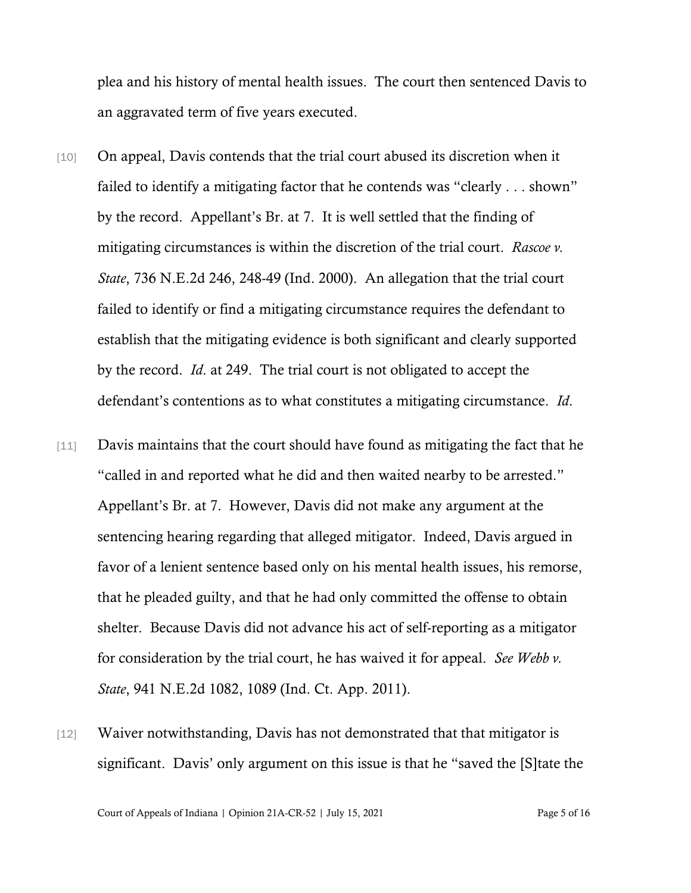plea and his history of mental health issues. The court then sentenced Davis to an aggravated term of five years executed.

[10] On appeal, Davis contends that the trial court abused its discretion when it failed to identify a mitigating factor that he contends was "clearly . . . shown" by the record. Appellant's Br. at 7. It is well settled that the finding of mitigating circumstances is within the discretion of the trial court. *Rascoe v. State*, 736 N.E.2d 246, 248-49 (Ind. 2000). An allegation that the trial court failed to identify or find a mitigating circumstance requires the defendant to establish that the mitigating evidence is both significant and clearly supported by the record. *Id*. at 249. The trial court is not obligated to accept the defendant's contentions as to what constitutes a mitigating circumstance. *Id*.

[11] Davis maintains that the court should have found as mitigating the fact that he "called in and reported what he did and then waited nearby to be arrested." Appellant's Br. at 7. However, Davis did not make any argument at the sentencing hearing regarding that alleged mitigator. Indeed, Davis argued in favor of a lenient sentence based only on his mental health issues, his remorse, that he pleaded guilty, and that he had only committed the offense to obtain shelter. Because Davis did not advance his act of self-reporting as a mitigator for consideration by the trial court, he has waived it for appeal. *See Webb v. State*, 941 N.E.2d 1082, 1089 (Ind. Ct. App. 2011).

[12] Waiver notwithstanding, Davis has not demonstrated that that mitigator is significant. Davis' only argument on this issue is that he "saved the [S]tate the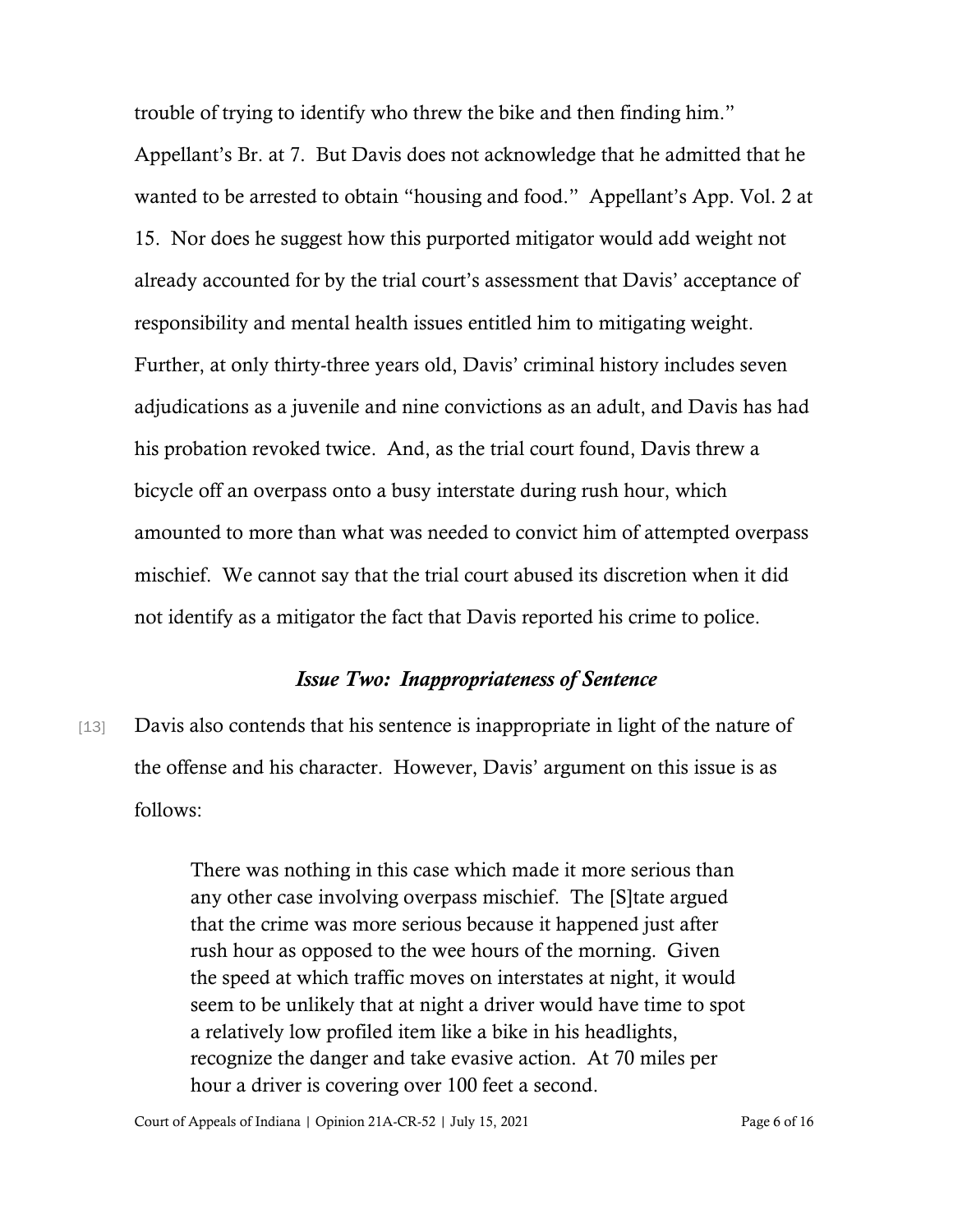trouble of trying to identify who threw the bike and then finding him." Appellant's Br. at 7. But Davis does not acknowledge that he admitted that he wanted to be arrested to obtain "housing and food." Appellant's App. Vol. 2 at 15. Nor does he suggest how this purported mitigator would add weight not already accounted for by the trial court's assessment that Davis' acceptance of responsibility and mental health issues entitled him to mitigating weight. Further, at only thirty-three years old, Davis' criminal history includes seven adjudications as a juvenile and nine convictions as an adult, and Davis has had his probation revoked twice. And, as the trial court found, Davis threw a bicycle off an overpass onto a busy interstate during rush hour, which amounted to more than what was needed to convict him of attempted overpass mischief. We cannot say that the trial court abused its discretion when it did not identify as a mitigator the fact that Davis reported his crime to police.

### *Issue Two: Inappropriateness of Sentence*

[13] Davis also contends that his sentence is inappropriate in light of the nature of the offense and his character. However, Davis' argument on this issue is as follows:

> There was nothing in this case which made it more serious than any other case involving overpass mischief. The [S]tate argued that the crime was more serious because it happened just after rush hour as opposed to the wee hours of the morning. Given the speed at which traffic moves on interstates at night, it would seem to be unlikely that at night a driver would have time to spot a relatively low profiled item like a bike in his headlights, recognize the danger and take evasive action. At 70 miles per hour a driver is covering over 100 feet a second.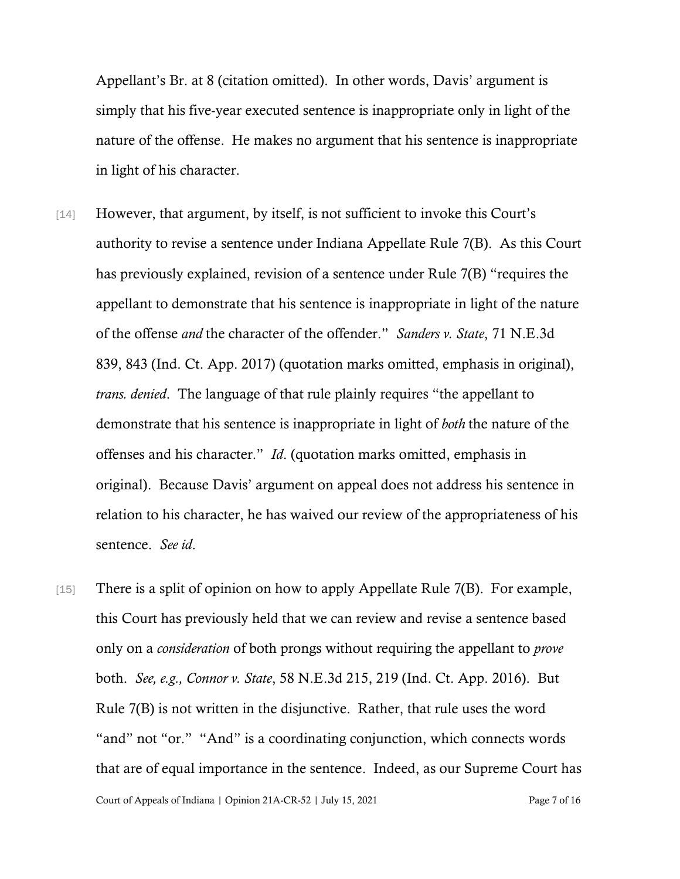Appellant's Br. at 8 (citation omitted). In other words, Davis' argument is simply that his five-year executed sentence is inappropriate only in light of the nature of the offense. He makes no argument that his sentence is inappropriate in light of his character.

[14] However, that argument, by itself, is not sufficient to invoke this Court's authority to revise a sentence under Indiana Appellate Rule 7(B). As this Court has previously explained, revision of a sentence under Rule 7(B) "requires the appellant to demonstrate that his sentence is inappropriate in light of the nature of the offense *and* the character of the offender." *Sanders v. State*, 71 N.E.3d 839, 843 (Ind. Ct. App. 2017) (quotation marks omitted, emphasis in original), *trans. denied*. The language of that rule plainly requires "the appellant to demonstrate that his sentence is inappropriate in light of *both* the nature of the offenses and his character." *Id*. (quotation marks omitted, emphasis in original). Because Davis' argument on appeal does not address his sentence in relation to his character, he has waived our review of the appropriateness of his sentence. *See id*.

[15] There is a split of opinion on how to apply Appellate Rule 7(B). For example, this Court has previously held that we can review and revise a sentence based only on a *consideration* of both prongs without requiring the appellant to *prove* both. *See, e.g., Connor v. State*, 58 N.E.3d 215, 219 (Ind. Ct. App. 2016). But Rule 7(B) is not written in the disjunctive. Rather, that rule uses the word "and" not "or." "And" is a coordinating conjunction, which connects words that are of equal importance in the sentence. Indeed, as our Supreme Court has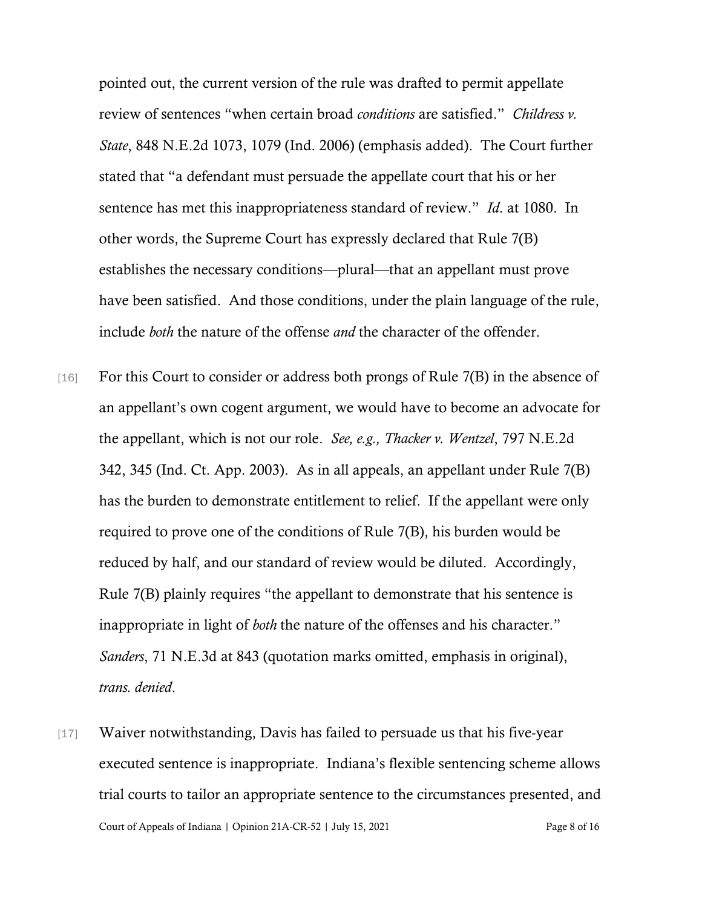pointed out, the current version of the rule was drafted to permit appellate review of sentences "when certain broad *conditions* are satisfied." *Childress v. State*, 848 N.E.2d 1073, 1079 (Ind. 2006) (emphasis added). The Court further stated that "a defendant must persuade the appellate court that his or her sentence has met this inappropriateness standard of review." *Id*. at 1080. In other words, the Supreme Court has expressly declared that Rule 7(B) establishes the necessary conditions—plural—that an appellant must prove have been satisfied. And those conditions, under the plain language of the rule, include *both* the nature of the offense *and* the character of the offender.

[16] For this Court to consider or address both prongs of Rule 7(B) in the absence of an appellant's own cogent argument, we would have to become an advocate for the appellant, which is not our role. *See, e.g., Thacker v. Wentzel*, 797 N.E.2d 342, 345 (Ind. Ct. App. 2003). As in all appeals, an appellant under Rule 7(B) has the burden to demonstrate entitlement to relief. If the appellant were only required to prove one of the conditions of Rule 7(B), his burden would be reduced by half, and our standard of review would be diluted. Accordingly, Rule 7(B) plainly requires "the appellant to demonstrate that his sentence is inappropriate in light of *both* the nature of the offenses and his character." *Sanders*, 71 N.E.3d at 843 (quotation marks omitted, emphasis in original), *trans. denied*.

[17] Waiver notwithstanding, Davis has failed to persuade us that his five-year executed sentence is inappropriate. Indiana's flexible sentencing scheme allows trial courts to tailor an appropriate sentence to the circumstances presented, and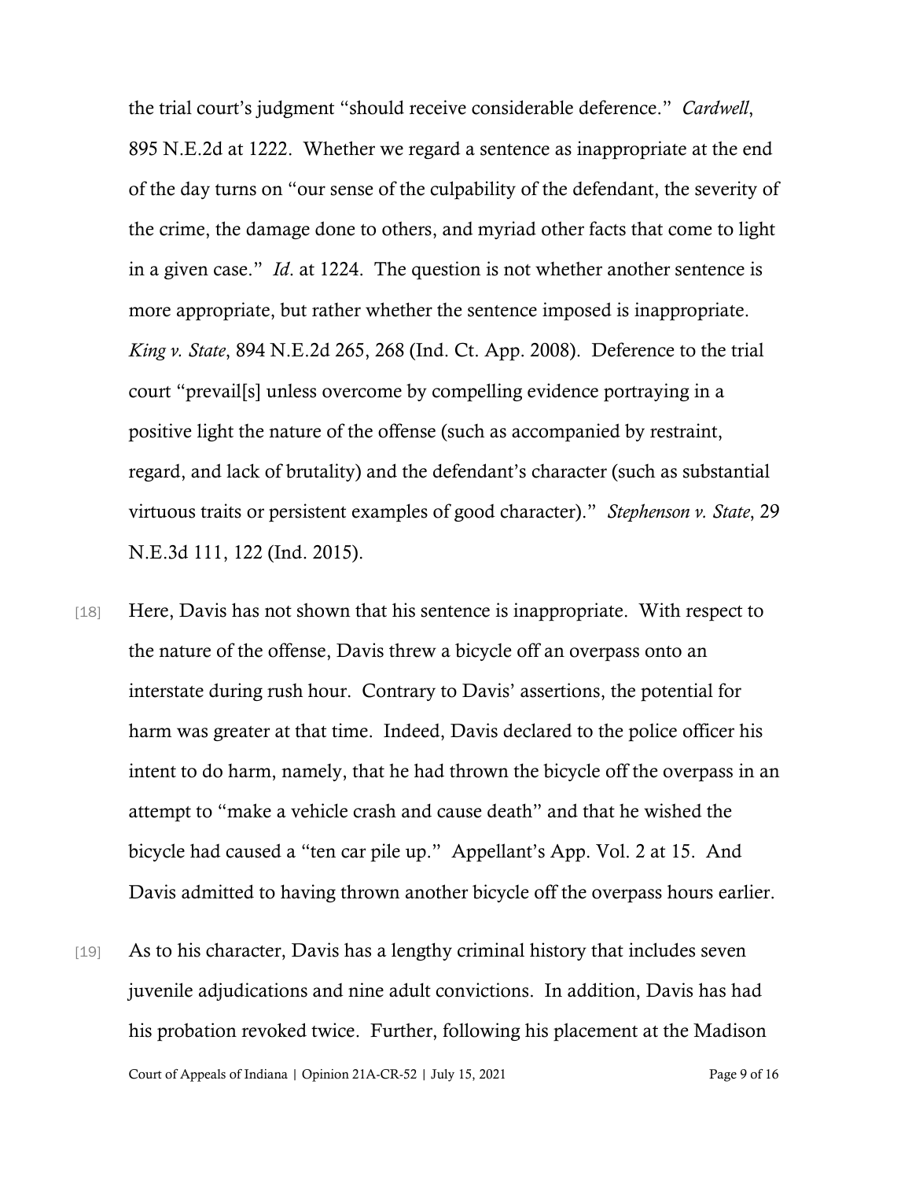the trial court's judgment "should receive considerable deference." *Cardwell*, 895 N.E.2d at 1222. Whether we regard a sentence as inappropriate at the end of the day turns on "our sense of the culpability of the defendant, the severity of the crime, the damage done to others, and myriad other facts that come to light in a given case." *Id*. at 1224. The question is not whether another sentence is more appropriate, but rather whether the sentence imposed is inappropriate. *King v. State*, 894 N.E.2d 265, 268 (Ind. Ct. App. 2008). Deference to the trial court "prevail[s] unless overcome by compelling evidence portraying in a positive light the nature of the offense (such as accompanied by restraint, regard, and lack of brutality) and the defendant's character (such as substantial virtuous traits or persistent examples of good character)." *Stephenson v. State*, 29 N.E.3d 111, 122 (Ind. 2015).

[18] Here, Davis has not shown that his sentence is inappropriate. With respect to the nature of the offense, Davis threw a bicycle off an overpass onto an interstate during rush hour. Contrary to Davis' assertions, the potential for harm was greater at that time. Indeed, Davis declared to the police officer his intent to do harm, namely, that he had thrown the bicycle off the overpass in an attempt to "make a vehicle crash and cause death" and that he wished the bicycle had caused a "ten car pile up." Appellant's App. Vol. 2 at 15. And Davis admitted to having thrown another bicycle off the overpass hours earlier.

[19] As to his character, Davis has a lengthy criminal history that includes seven juvenile adjudications and nine adult convictions. In addition, Davis has had his probation revoked twice. Further, following his placement at the Madison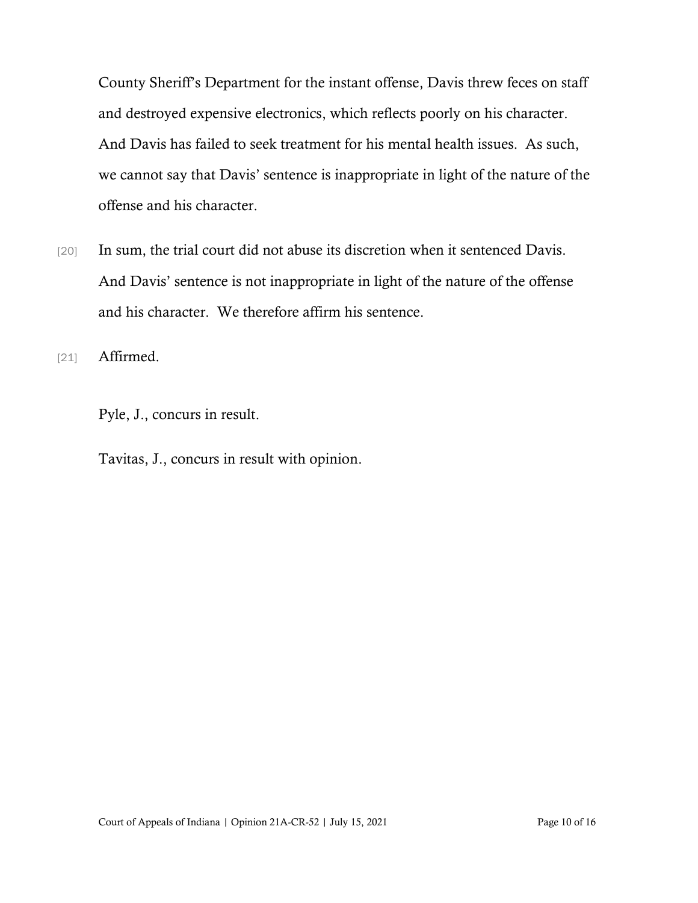County Sheriff's Department for the instant offense, Davis threw feces on staff and destroyed expensive electronics, which reflects poorly on his character. And Davis has failed to seek treatment for his mental health issues. As such, we cannot say that Davis' sentence is inappropriate in light of the nature of the offense and his character.

[20] In sum, the trial court did not abuse its discretion when it sentenced Davis. And Davis' sentence is not inappropriate in light of the nature of the offense and his character. We therefore affirm his sentence.

[21] Affirmed.

Pyle, J., concurs in result.

Tavitas, J., concurs in result with opinion.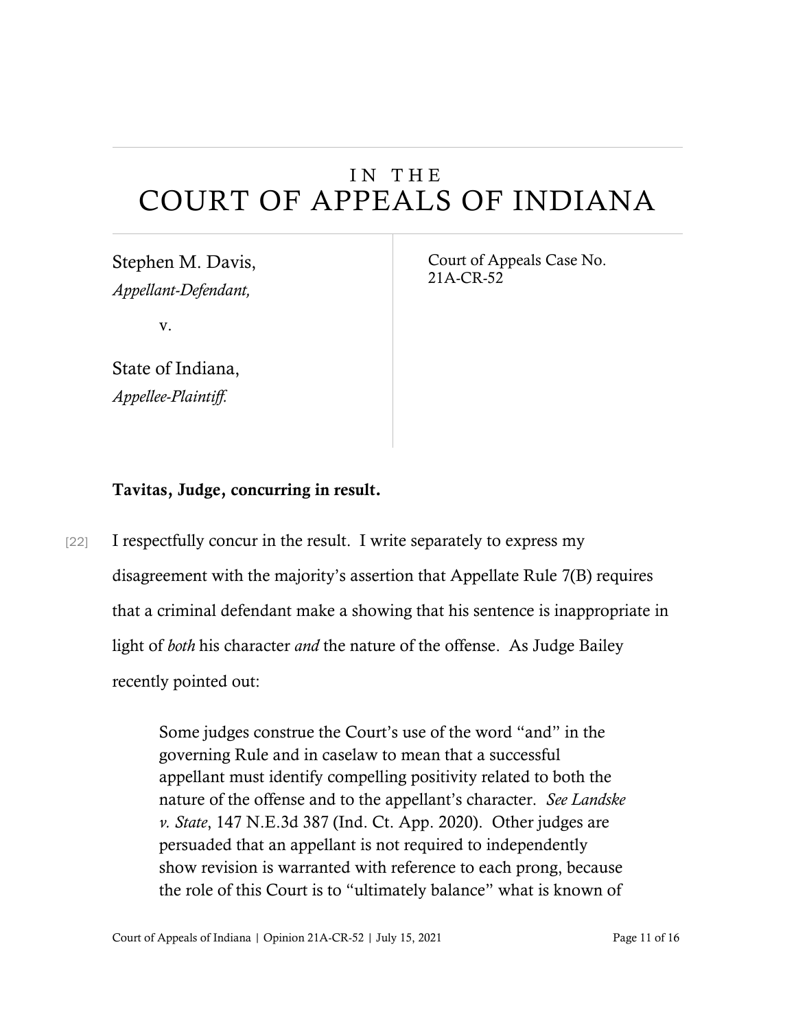# IN THE COURT OF APPEALS OF INDIANA

| | |
|---|---|
| Stephen M. Davis,<br>*Appellant-Defendant,*<br><br>v.<br><br>State of Indiana,<br>*Appellee-Plaintiff.* | Court of Appeals Case No.<br>21A-CR-52 |

**Tavitas, Judge, concurring in result.**

[22] I respectfully concur in the result. I write separately to express my disagreement with the majority's assertion that Appellate Rule 7(B) requires that a criminal defendant make a showing that his sentence is inappropriate in light of *both* his character *and* the nature of the offense. As Judge Bailey recently pointed out:

> Some judges construe the Court's use of the word "and" in the governing Rule and in caselaw to mean that a successful appellant must identify compelling positivity related to both the nature of the offense and to the appellant's character. *See Landske v. State*, 147 N.E.3d 387 (Ind. Ct. App. 2020). Other judges are persuaded that an appellant is not required to independently show revision is warranted with reference to each prong, because the role of this Court is to "ultimately balance" what is known of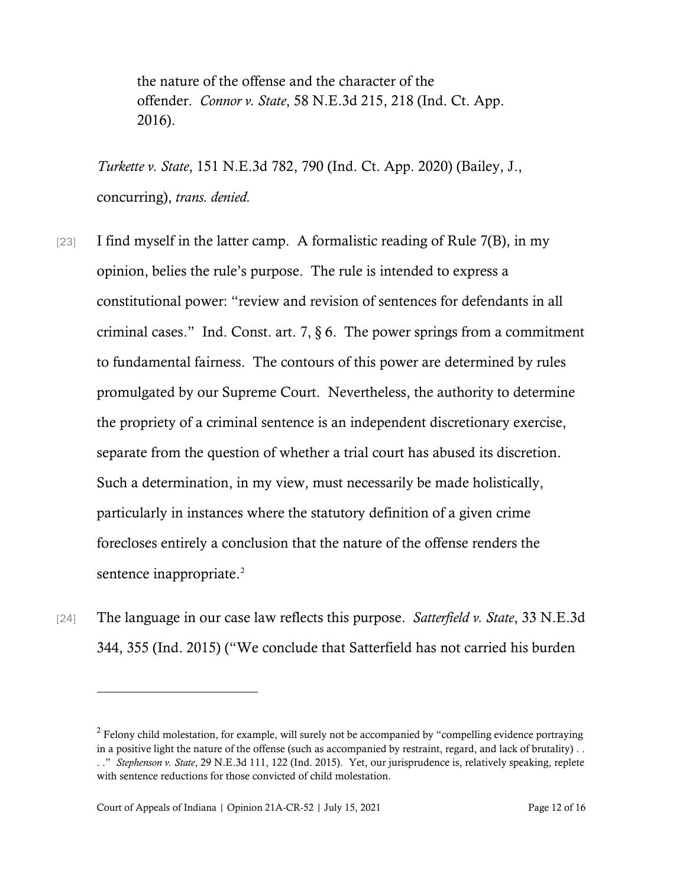> the nature of the offense and the character of the offender. *Connor v. State*, 58 N.E.3d 215, 218 (Ind. Ct. App. 2016).

*Turkette v. State*, 151 N.E.3d 782, 790 (Ind. Ct. App. 2020) (Bailey, J., concurring), *trans. denied.*

[23] I find myself in the latter camp. A formalistic reading of Rule 7(B), in my opinion, belies the rule's purpose. The rule is intended to express a constitutional power: "review and revision of sentences for defendants in all criminal cases." Ind. Const. art. 7, § 6. The power springs from a commitment to fundamental fairness. The contours of this power are determined by rules promulgated by our Supreme Court. Nevertheless, the authority to determine the propriety of a criminal sentence is an independent discretionary exercise, separate from the question of whether a trial court has abused its discretion. Such a determination, in my view, must necessarily be made holistically, particularly in instances where the statutory definition of a given crime forecloses entirely a conclusion that the nature of the offense renders the sentence inappropriate.[2]

[24] The language in our case law reflects this purpose. *Satterfield v. State*, 33 N.E.3d 344, 355 (Ind. 2015) ("We conclude that Satterfield has not carried his burden

---

[2] Felony child molestation, for example, will surely not be accompanied by "compelling evidence portraying in a positive light the nature of the offense (such as accompanied by restraint, regard, and lack of brutality) . . . ." *Stephenson v. State*, 29 N.E.3d 111, 122 (Ind. 2015). Yet, our jurisprudence is, relatively speaking, replete with sentence reductions for those convicted of child molestation.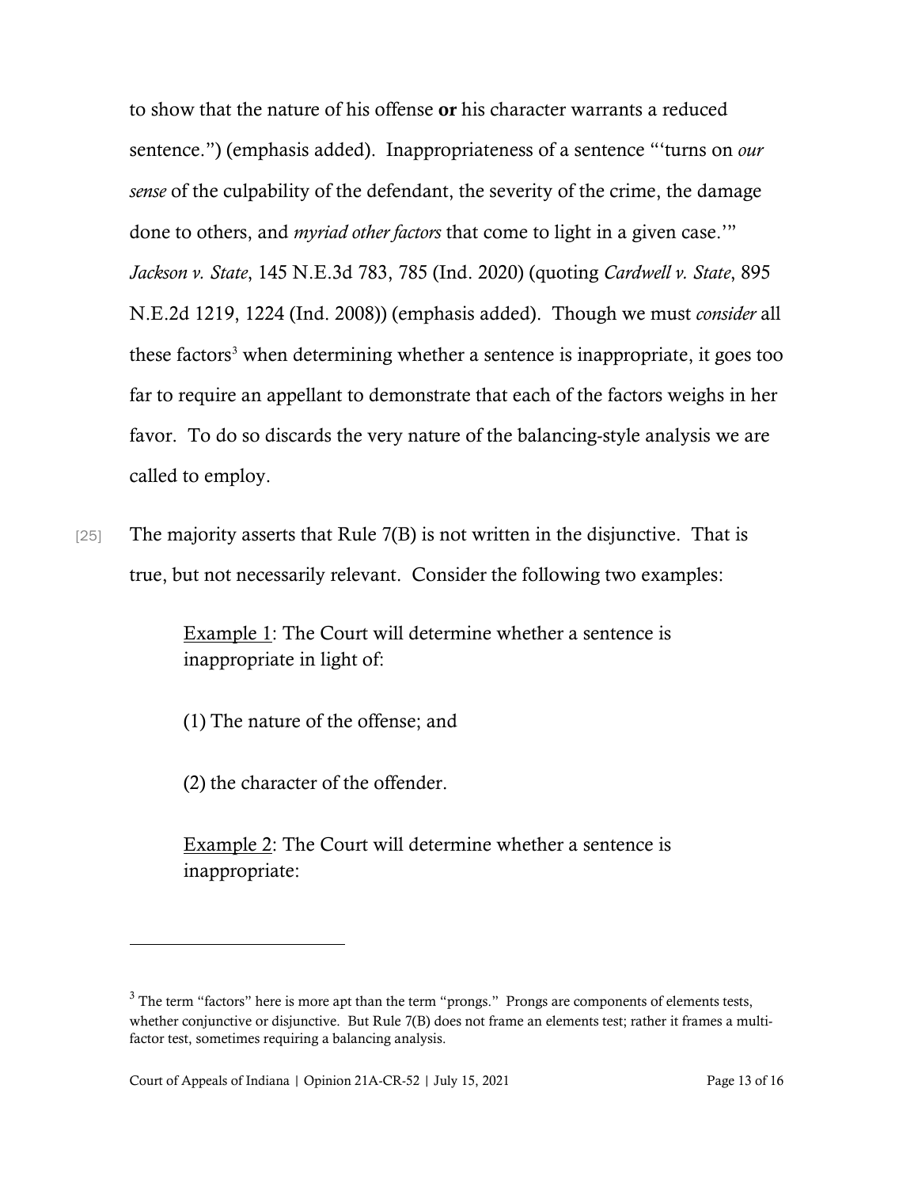to show that the nature of his offense **or** his character warrants a reduced sentence.") (emphasis added). Inappropriateness of a sentence "'turns on *our sense* of the culpability of the defendant, the severity of the crime, the damage done to others, and *myriad other factors* that come to light in a given case.'" *Jackson v. State*, 145 N.E.3d 783, 785 (Ind. 2020) (quoting *Cardwell v. State*, 895 N.E.2d 1219, 1224 (Ind. 2008)) (emphasis added). Though we must *consider* all these factors[3] when determining whether a sentence is inappropriate, it goes too far to require an appellant to demonstrate that each of the factors weighs in her favor. To do so discards the very nature of the balancing-style analysis we are called to employ.

[25] The majority asserts that Rule 7(B) is not written in the disjunctive. That is true, but not necessarily relevant. Consider the following two examples:

> Example 1: The Court will determine whether a sentence is inappropriate in light of:
>
> (1) The nature of the offense; and
>
> (2) the character of the offender.
>
> Example 2: The Court will determine whether a sentence is inappropriate:

[3] The term "factors" here is more apt than the term "prongs." Prongs are components of elements tests, whether conjunctive or disjunctive. But Rule 7(B) does not frame an elements test; rather it frames a multi-factor test, sometimes requiring a balancing analysis.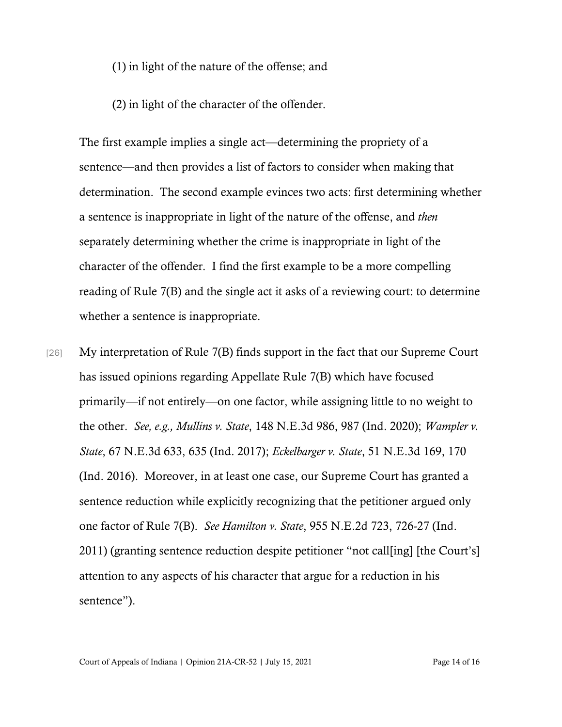(1) in light of the nature of the offense; and

(2) in light of the character of the offender.

The first example implies a single act—determining the propriety of a sentence—and then provides a list of factors to consider when making that determination. The second example evinces two acts: first determining whether a sentence is inappropriate in light of the nature of the offense, and *then* separately determining whether the crime is inappropriate in light of the character of the offender. I find the first example to be a more compelling reading of Rule 7(B) and the single act it asks of a reviewing court: to determine whether a sentence is inappropriate.

[26] My interpretation of Rule 7(B) finds support in the fact that our Supreme Court has issued opinions regarding Appellate Rule 7(B) which have focused primarily—if not entirely—on one factor, while assigning little to no weight to the other. *See, e.g., Mullins v. State*, 148 N.E.3d 986, 987 (Ind. 2020); *Wampler v. State*, 67 N.E.3d 633, 635 (Ind. 2017); *Eckelbarger v. State*, 51 N.E.3d 169, 170 (Ind. 2016). Moreover, in at least one case, our Supreme Court has granted a sentence reduction while explicitly recognizing that the petitioner argued only one factor of Rule 7(B). *See Hamilton v. State*, 955 N.E.2d 723, 726-27 (Ind. 2011) (granting sentence reduction despite petitioner "not call[ing] [the Court's] attention to any aspects of his character that argue for a reduction in his sentence").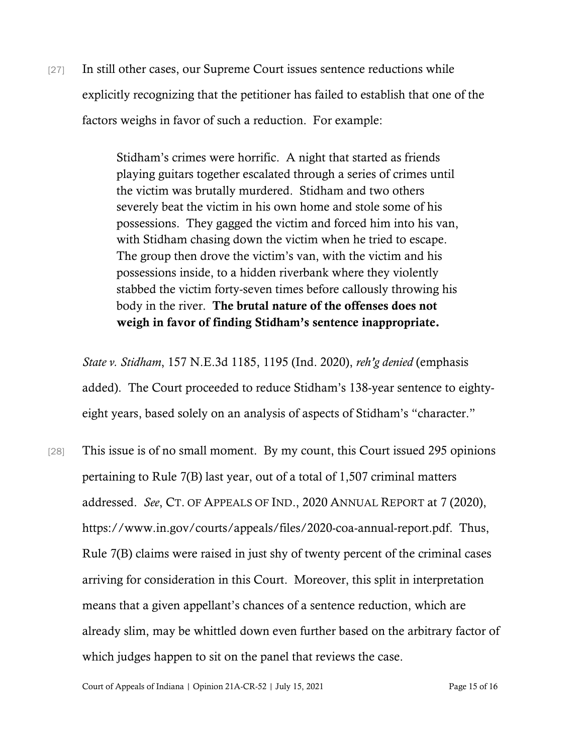[27] In still other cases, our Supreme Court issues sentence reductions while explicitly recognizing that the petitioner has failed to establish that one of the factors weighs in favor of such a reduction. For example:

> Stidham's crimes were horrific. A night that started as friends playing guitars together escalated through a series of crimes until the victim was brutally murdered. Stidham and two others severely beat the victim in his own home and stole some of his possessions. They gagged the victim and forced him into his van, with Stidham chasing down the victim when he tried to escape. The group then drove the victim's van, with the victim and his possessions inside, to a hidden riverbank where they violently stabbed the victim forty-seven times before callously throwing his body in the river. **The brutal nature of the offenses does not weigh in favor of finding Stidham's sentence inappropriate.**

*State v. Stidham*, 157 N.E.3d 1185, 1195 (Ind. 2020), *reh'g denied* (emphasis added). The Court proceeded to reduce Stidham's 138-year sentence to eighty-eight years, based solely on an analysis of aspects of Stidham's "character."

[28] This issue is of no small moment. By my count, this Court issued 295 opinions pertaining to Rule 7(B) last year, out of a total of 1,507 criminal matters addressed. *See*, CT. OF APPEALS OF IND., 2020 ANNUAL REPORT at 7 (2020), https://www.in.gov/courts/appeals/files/2020-coa-annual-report.pdf. Thus, Rule 7(B) claims were raised in just shy of twenty percent of the criminal cases arriving for consideration in this Court. Moreover, this split in interpretation means that a given appellant's chances of a sentence reduction, which are already slim, may be whittled down even further based on the arbitrary factor of which judges happen to sit on the panel that reviews the case.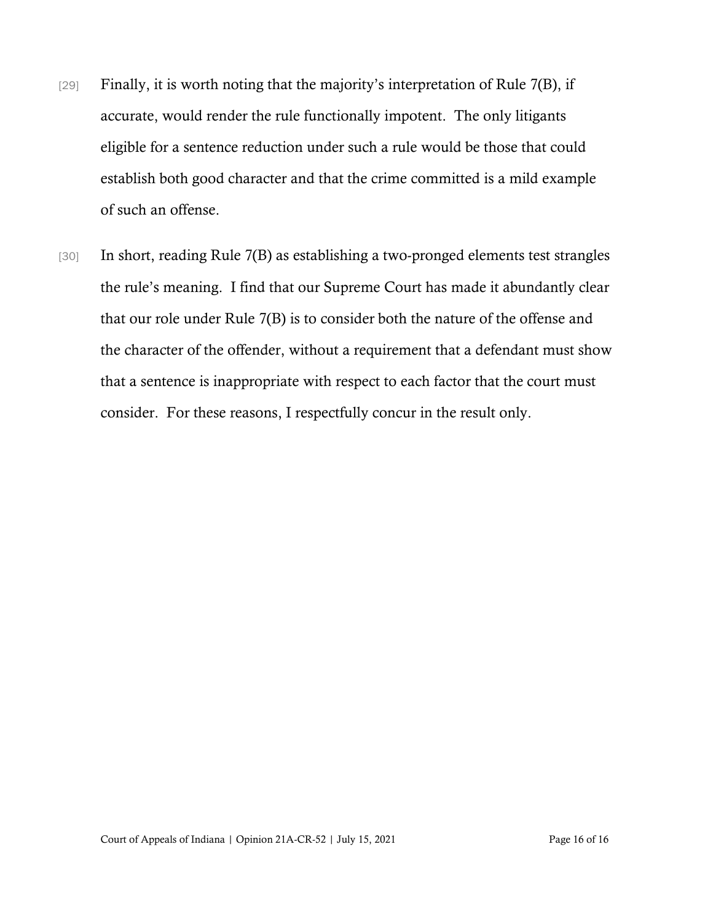[29] Finally, it is worth noting that the majority's interpretation of Rule 7(B), if accurate, would render the rule functionally impotent. The only litigants eligible for a sentence reduction under such a rule would be those that could establish both good character and that the crime committed is a mild example of such an offense.

[30] In short, reading Rule 7(B) as establishing a two-pronged elements test strangles the rule's meaning. I find that our Supreme Court has made it abundantly clear that our role under Rule 7(B) is to consider both the nature of the offense and the character of the offender, without a requirement that a defendant must show that a sentence is inappropriate with respect to each factor that the court must consider. For these reasons, I respectfully concur in the result only.